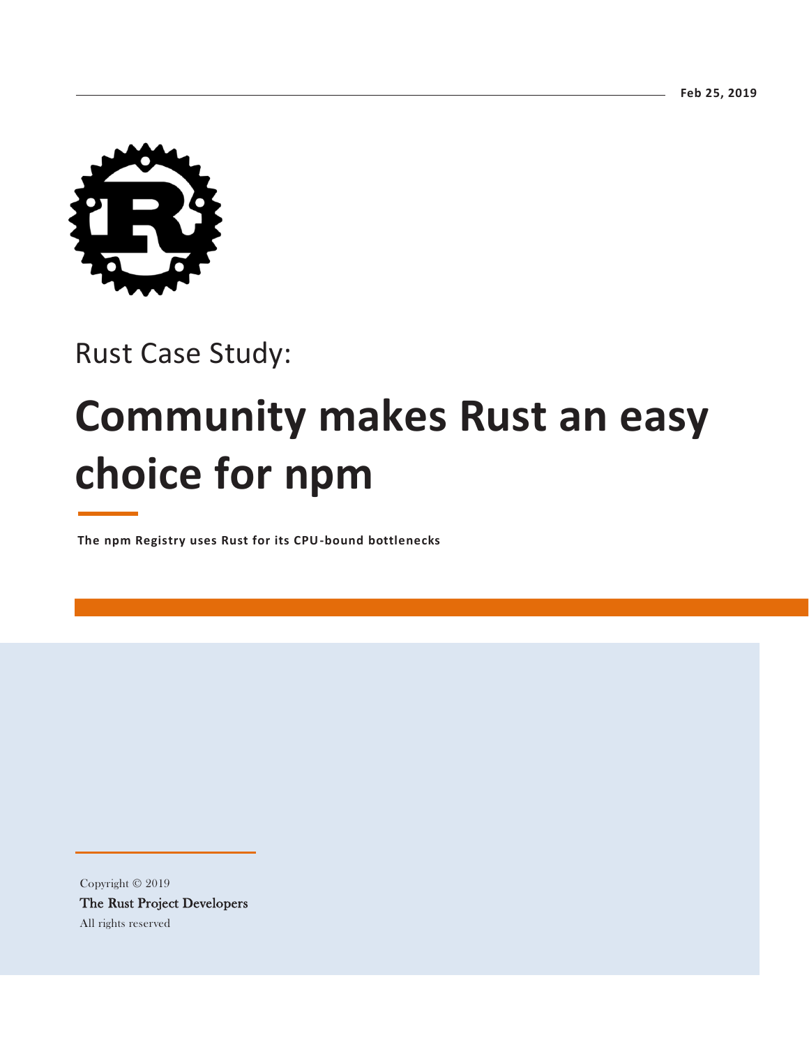Feb 25, 2019

Rust Case Study:

# Community makes Rust an easy choice for npm

**The npm Registry uses Rust for its CPU-bound bottlenecks**

Copyright © 2019
The Rust Project Developers
All rights reserved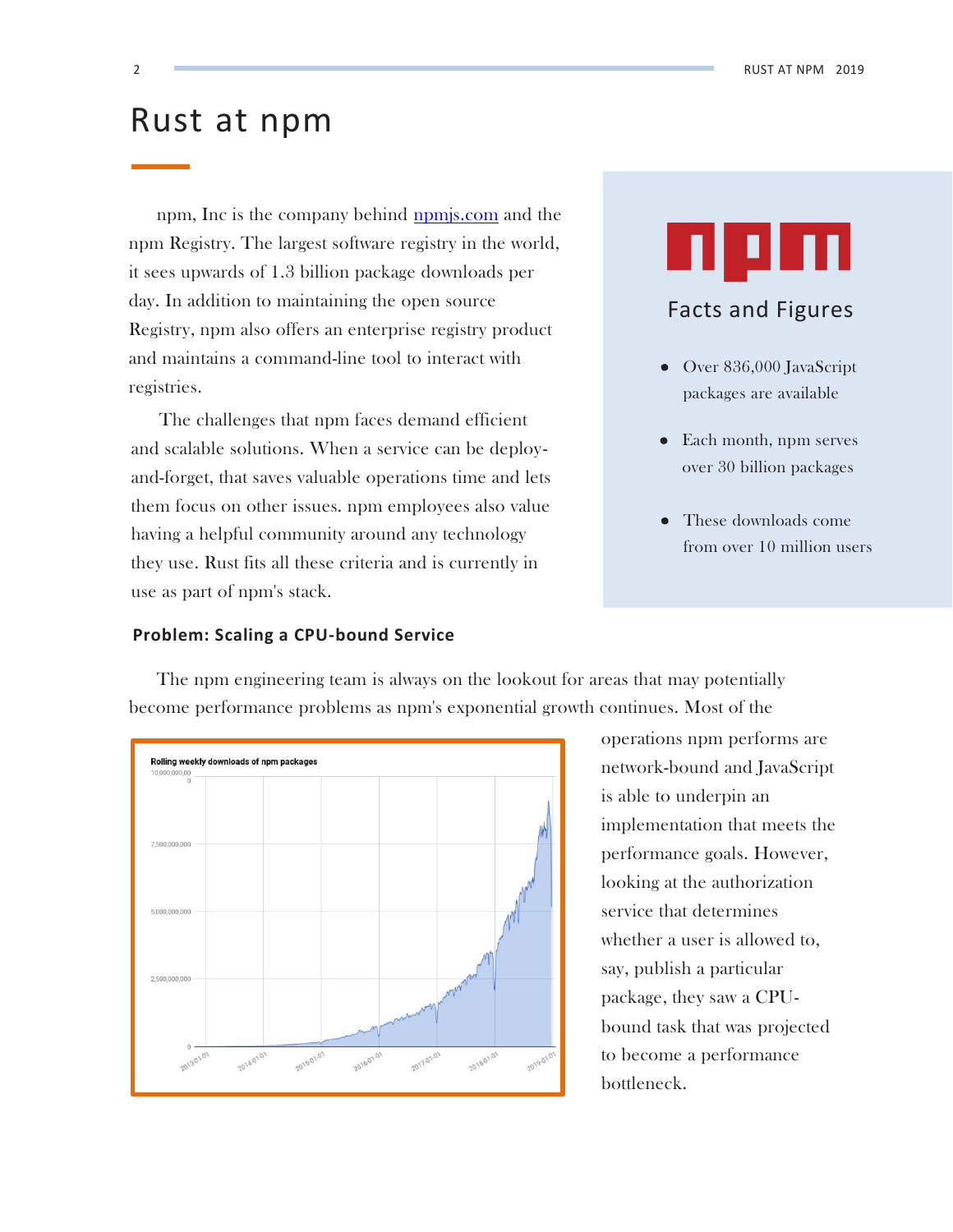# Rust at npm

npm, Inc is the company behind [npmjs.com](https://npmjs.com) and the npm Registry. The largest software registry in the world, it sees upwards of 1.3 billion package downloads per day. In addition to maintaining the open source Registry, npm also offers an enterprise registry product and maintains a command-line tool to interact with registries.

The challenges that npm faces demand efficient and scalable solutions. When a service can be deploy-and-forget, that saves valuable operations time and lets them focus on other issues. npm employees also value having a helpful community around any technology they use. Rust fits all these criteria and is currently in use as part of npm's stack.

**npm**

### Facts and Figures

- Over 836,000 JavaScript packages are available
- Each month, npm serves over 30 billion packages
- These downloads come from over 10 million users

### Problem: Scaling a CPU-bound Service

The npm engineering team is always on the lookout for areas that may potentially become performance problems as npm's exponential growth continues. Most of the operations npm performs are network-bound and JavaScript is able to underpin an implementation that meets the performance goals. However, looking at the authorization service that determines whether a user is allowed to, say, publish a particular package, they saw a CPU-bound task that was projected to become a performance bottleneck.

Rolling weekly downloads of npm packages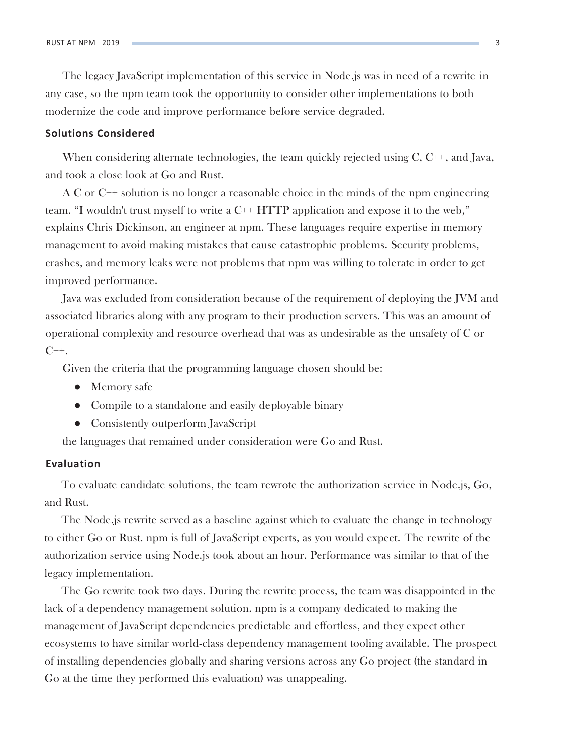The legacy JavaScript implementation of this service in Node.js was in need of a rewrite in any case, so the npm team took the opportunity to consider other implementations to both modernize the code and improve performance before service degraded.

## Solutions Considered

When considering alternate technologies, the team quickly rejected using C, C++, and Java, and took a close look at Go and Rust.

A C or C++ solution is no longer a reasonable choice in the minds of the npm engineering team. "I wouldn't trust myself to write a C++ HTTP application and expose it to the web," explains Chris Dickinson, an engineer at npm. These languages require expertise in memory management to avoid making mistakes that cause catastrophic problems. Security problems, crashes, and memory leaks were not problems that npm was willing to tolerate in order to get improved performance.

Java was excluded from consideration because of the requirement of deploying the JVM and associated libraries along with any program to their production servers. This was an amount of operational complexity and resource overhead that was as undesirable as the unsafety of C or C++.

Given the criteria that the programming language chosen should be:

- Memory safe
- Compile to a standalone and easily deployable binary
- Consistently outperform JavaScript

the languages that remained under consideration were Go and Rust.

## Evaluation

To evaluate candidate solutions, the team rewrote the authorization service in Node.js, Go, and Rust.

The Node.js rewrite served as a baseline against which to evaluate the change in technology to either Go or Rust. npm is full of JavaScript experts, as you would expect. The rewrite of the authorization service using Node.js took about an hour. Performance was similar to that of the legacy implementation.

The Go rewrite took two days. During the rewrite process, the team was disappointed in the lack of a dependency management solution. npm is a company dedicated to making the management of JavaScript dependencies predictable and effortless, and they expect other ecosystems to have similar world-class dependency management tooling available. The prospect of installing dependencies globally and sharing versions across any Go project (the standard in Go at the time they performed this evaluation) was unappealing.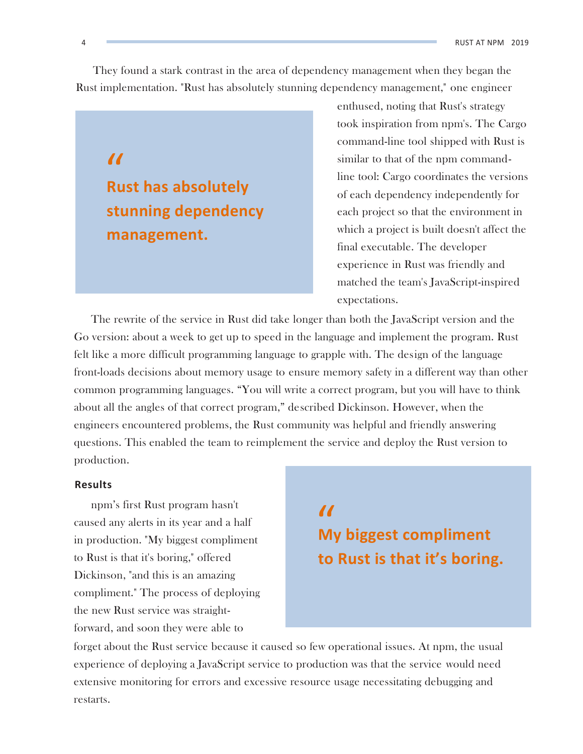They found a stark contrast in the area of dependency management when they began the Rust implementation. "Rust has absolutely stunning dependency management," one engineer enthused, noting that Rust's strategy took inspiration from npm's. The Cargo command-line tool shipped with Rust is similar to that of the npm command-line tool: Cargo coordinates the versions of each dependency independently for each project so that the environment in which a project is built doesn't affect the final executable. The developer experience in Rust was friendly and matched the team's JavaScript-inspired expectations.

> **"Rust has absolutely stunning dependency management.**

The rewrite of the service in Rust did take longer than both the JavaScript version and the Go version: about a week to get up to speed in the language and implement the program. Rust felt like a more difficult programming language to grapple with. The design of the language front-loads decisions about memory usage to ensure memory safety in a different way than other common programming languages. "You will write a correct program, but you will have to think about all the angles of that correct program," described Dickinson. However, when the engineers encountered problems, the Rust community was helpful and friendly answering questions. This enabled the team to reimplement the service and deploy the Rust version to production.

### Results

npm's first Rust program hasn't caused any alerts in its year and a half in production. "My biggest compliment to Rust is that it's boring," offered Dickinson, "and this is an amazing compliment." The process of deploying the new Rust service was straight-forward, and soon they were able to forget about the Rust service because it caused so few operational issues. At npm, the usual experience of deploying a JavaScript service to production was that the service would need extensive monitoring for errors and excessive resource usage necessitating debugging and restarts.

> **"My biggest compliment to Rust is that it's boring.**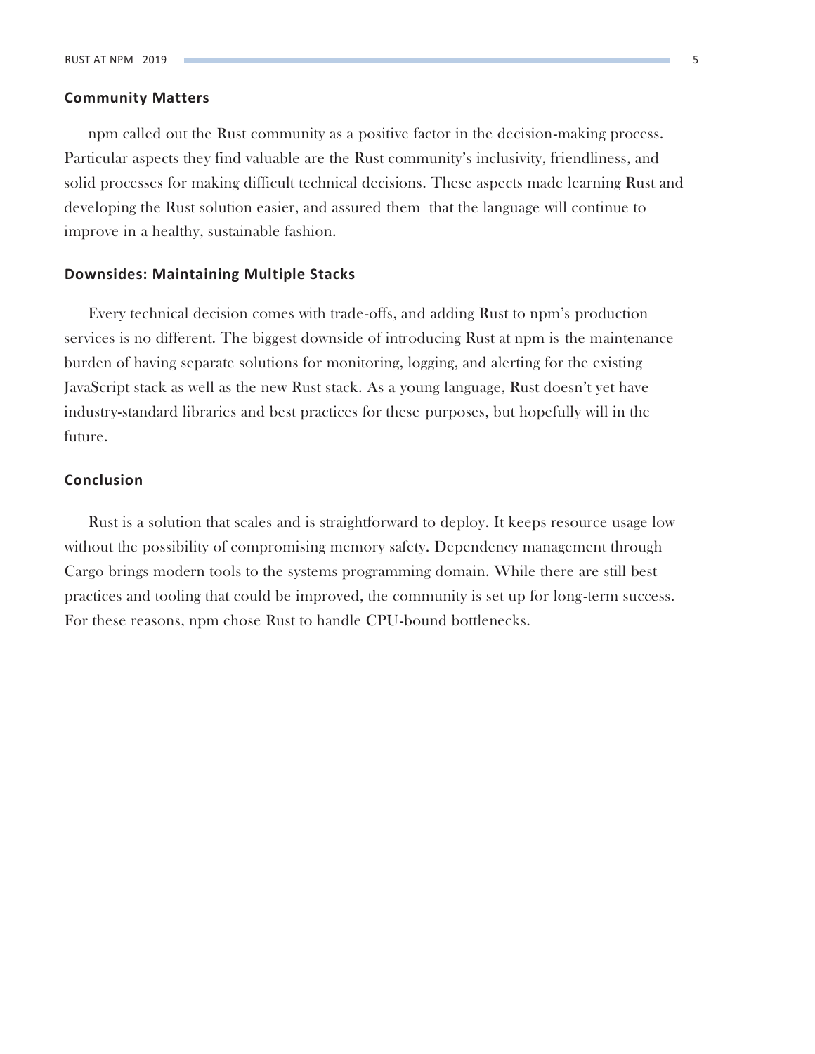### Community Matters

npm called out the Rust community as a positive factor in the decision-making process. Particular aspects they find valuable are the Rust community's inclusivity, friendliness, and solid processes for making difficult technical decisions. These aspects made learning Rust and developing the Rust solution easier, and assured them that the language will continue to improve in a healthy, sustainable fashion.

### Downsides: Maintaining Multiple Stacks

Every technical decision comes with trade-offs, and adding Rust to npm's production services is no different. The biggest downside of introducing Rust at npm is the maintenance burden of having separate solutions for monitoring, logging, and alerting for the existing JavaScript stack as well as the new Rust stack. As a young language, Rust doesn't yet have industry-standard libraries and best practices for these purposes, but hopefully will in the future.

### Conclusion

Rust is a solution that scales and is straightforward to deploy. It keeps resource usage low without the possibility of compromising memory safety. Dependency management through Cargo brings modern tools to the systems programming domain. While there are still best practices and tooling that could be improved, the community is set up for long-term success. For these reasons, npm chose Rust to handle CPU-bound bottlenecks.